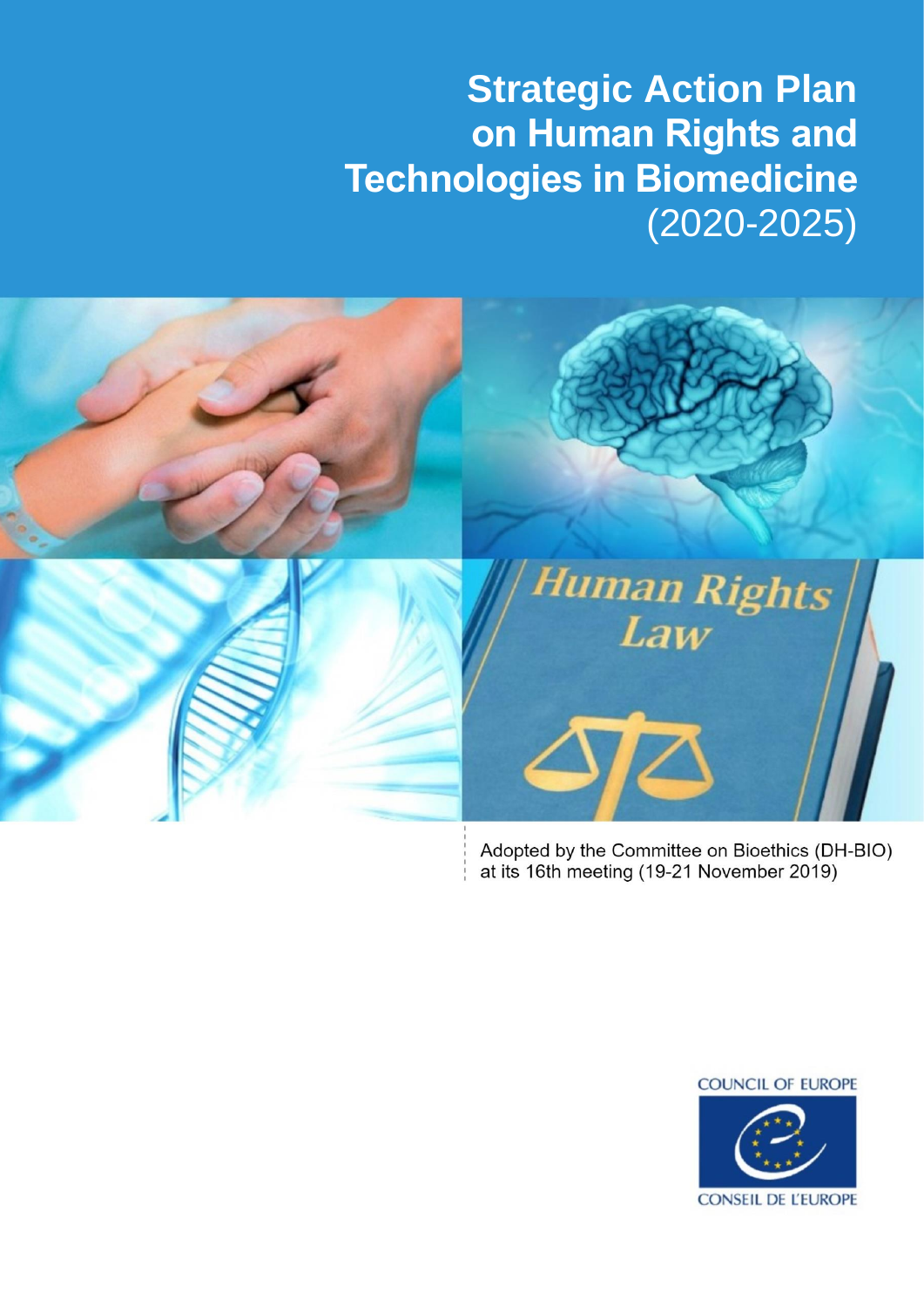# Strategic Action Plan on Human Rights and Technologies in Biomedicine (2020-2025)

Adopted by the Committee on Bioethics (DH-BIO) at its 16th meeting (19-21 November 2019)

COUNCIL OF EUROPE

CONSEIL DE L'EUROPE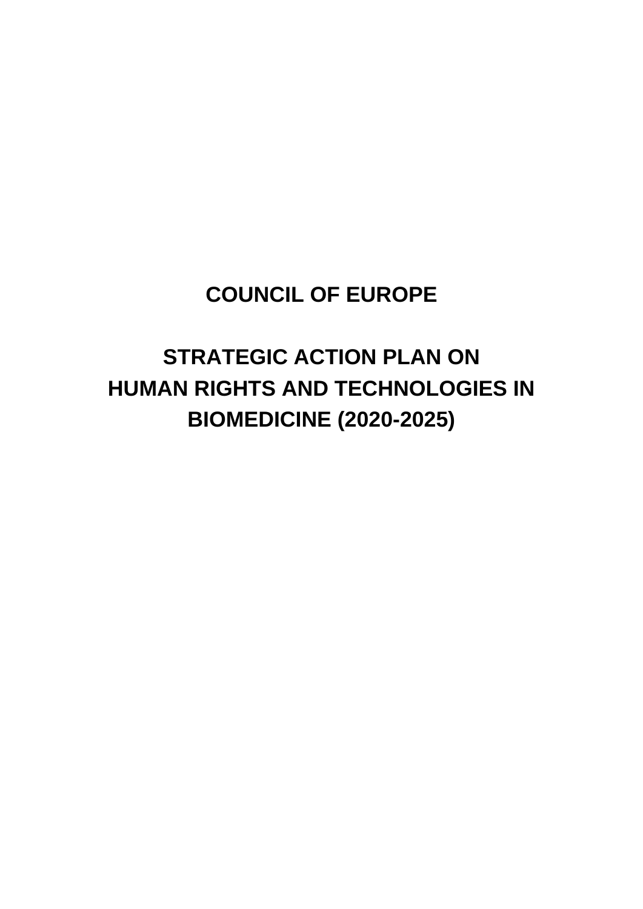# COUNCIL OF EUROPE

# STRATEGIC ACTION PLAN ON HUMAN RIGHTS AND TECHNOLOGIES IN BIOMEDICINE (2020-2025)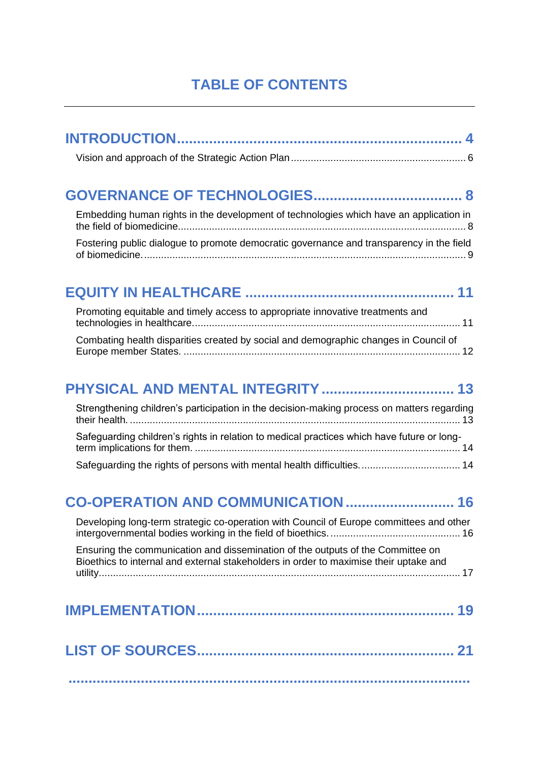# TABLE OF CONTENTS

**INTRODUCTION** .......... 4

Vision and approach of the Strategic Action Plan .......... 6

**GOVERNANCE OF TECHNOLOGIES** .......... 8

Embedding human rights in the development of technologies which have an application in the field of biomedicine .......... 8

Fostering public dialogue to promote democratic governance and transparency in the field of biomedicine. .......... 9

**EQUITY IN HEALTHCARE** .......... 11

Promoting equitable and timely access to appropriate innovative treatments and technologies in healthcare .......... 11

Combating health disparities created by social and demographic changes in Council of Europe member States. .......... 12

**PHYSICAL AND MENTAL INTEGRITY** .......... 13

Strengthening children's participation in the decision-making process on matters regarding their health. .......... 13

Safeguarding children's rights in relation to medical practices which have future or long-term implications for them. .......... 14

Safeguarding the rights of persons with mental health difficulties. .......... 14

**CO-OPERATION AND COMMUNICATION** .......... 16

Developing long-term strategic co-operation with Council of Europe committees and other intergovernmental bodies working in the field of bioethics. .......... 16

Ensuring the communication and dissemination of the outputs of the Committee on Bioethics to internal and external stakeholders in order to maximise their uptake and utility .......... 17

**IMPLEMENTATION** .......... 19

**LIST OF SOURCES** .......... 21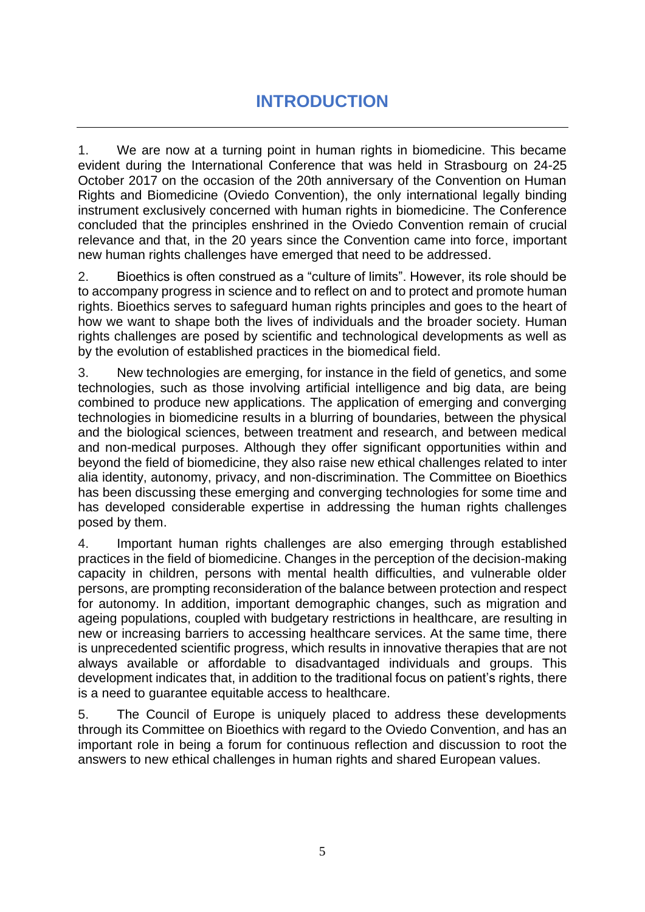# INTRODUCTION

1. We are now at a turning point in human rights in biomedicine. This became evident during the International Conference that was held in Strasbourg on 24-25 October 2017 on the occasion of the 20th anniversary of the Convention on Human Rights and Biomedicine (Oviedo Convention), the only international legally binding instrument exclusively concerned with human rights in biomedicine. The Conference concluded that the principles enshrined in the Oviedo Convention remain of crucial relevance and that, in the 20 years since the Convention came into force, important new human rights challenges have emerged that need to be addressed.

2. Bioethics is often construed as a "culture of limits". However, its role should be to accompany progress in science and to reflect on and to protect and promote human rights. Bioethics serves to safeguard human rights principles and goes to the heart of how we want to shape both the lives of individuals and the broader society. Human rights challenges are posed by scientific and technological developments as well as by the evolution of established practices in the biomedical field.

3. New technologies are emerging, for instance in the field of genetics, and some technologies, such as those involving artificial intelligence and big data, are being combined to produce new applications. The application of emerging and converging technologies in biomedicine results in a blurring of boundaries, between the physical and the biological sciences, between treatment and research, and between medical and non-medical purposes. Although they offer significant opportunities within and beyond the field of biomedicine, they also raise new ethical challenges related to inter alia identity, autonomy, privacy, and non-discrimination. The Committee on Bioethics has been discussing these emerging and converging technologies for some time and has developed considerable expertise in addressing the human rights challenges posed by them.

4. Important human rights challenges are also emerging through established practices in the field of biomedicine. Changes in the perception of the decision-making capacity in children, persons with mental health difficulties, and vulnerable older persons, are prompting reconsideration of the balance between protection and respect for autonomy. In addition, important demographic changes, such as migration and ageing populations, coupled with budgetary restrictions in healthcare, are resulting in new or increasing barriers to accessing healthcare services. At the same time, there is unprecedented scientific progress, which results in innovative therapies that are not always available or affordable to disadvantaged individuals and groups. This development indicates that, in addition to the traditional focus on patient's rights, there is a need to guarantee equitable access to healthcare.

5. The Council of Europe is uniquely placed to address these developments through its Committee on Bioethics with regard to the Oviedo Convention, and has an important role in being a forum for continuous reflection and discussion to root the answers to new ethical challenges in human rights and shared European values.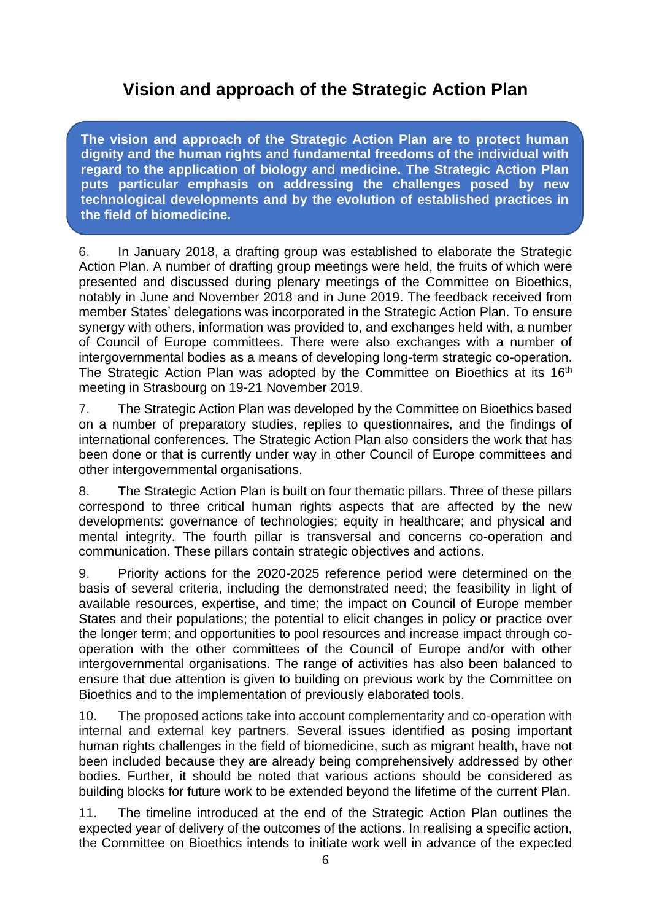# Vision and approach of the Strategic Action Plan

**The vision and approach of the Strategic Action Plan are to protect human dignity and the human rights and fundamental freedoms of the individual with regard to the application of biology and medicine. The Strategic Action Plan puts particular emphasis on addressing the challenges posed by new technological developments and by the evolution of established practices in the field of biomedicine.**

6. In January 2018, a drafting group was established to elaborate the Strategic Action Plan. A number of drafting group meetings were held, the fruits of which were presented and discussed during plenary meetings of the Committee on Bioethics, notably in June and November 2018 and in June 2019. The feedback received from member States' delegations was incorporated in the Strategic Action Plan. To ensure synergy with others, information was provided to, and exchanges held with, a number of Council of Europe committees. There were also exchanges with a number of intergovernmental bodies as a means of developing long-term strategic co-operation. The Strategic Action Plan was adopted by the Committee on Bioethics at its 16th meeting in Strasbourg on 19-21 November 2019.

7. The Strategic Action Plan was developed by the Committee on Bioethics based on a number of preparatory studies, replies to questionnaires, and the findings of international conferences. The Strategic Action Plan also considers the work that has been done or that is currently under way in other Council of Europe committees and other intergovernmental organisations.

8. The Strategic Action Plan is built on four thematic pillars. Three of these pillars correspond to three critical human rights aspects that are affected by the new developments: governance of technologies; equity in healthcare; and physical and mental integrity. The fourth pillar is transversal and concerns co-operation and communication. These pillars contain strategic objectives and actions.

9. Priority actions for the 2020-2025 reference period were determined on the basis of several criteria, including the demonstrated need; the feasibility in light of available resources, expertise, and time; the impact on Council of Europe member States and their populations; the potential to elicit changes in policy or practice over the longer term; and opportunities to pool resources and increase impact through co-operation with the other committees of the Council of Europe and/or with other intergovernmental organisations. The range of activities has also been balanced to ensure that due attention is given to building on previous work by the Committee on Bioethics and to the implementation of previously elaborated tools.

10. The proposed actions take into account complementarity and co-operation with internal and external key partners. Several issues identified as posing important human rights challenges in the field of biomedicine, such as migrant health, have not been included because they are already being comprehensively addressed by other bodies. Further, it should be noted that various actions should be considered as building blocks for future work to be extended beyond the lifetime of the current Plan.

11. The timeline introduced at the end of the Strategic Action Plan outlines the expected year of delivery of the outcomes of the actions. In realising a specific action, the Committee on Bioethics intends to initiate work well in advance of the expected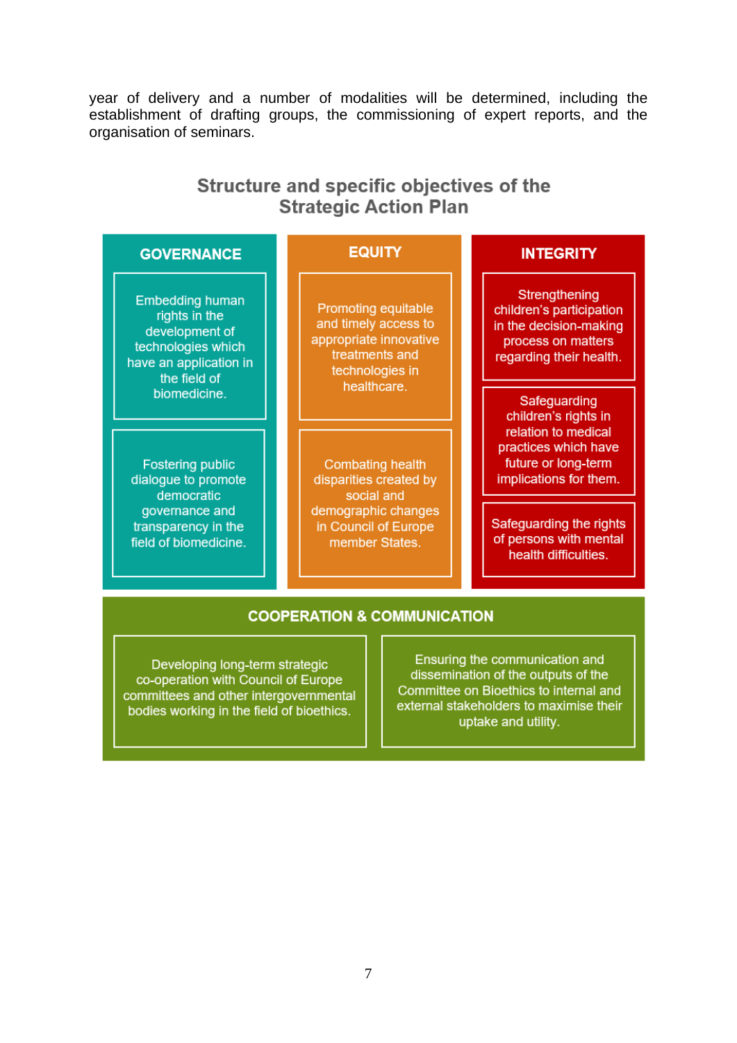year of delivery and a number of modalities will be determined, including the establishment of drafting groups, the commissioning of expert reports, and the organisation of seminars.

## Structure and specific objectives of the Strategic Action Plan

### GOVERNANCE

- Embedding human rights in the development of technologies which have an application in the field of biomedicine.
- Fostering public dialogue to promote democratic governance and transparency in the field of biomedicine.

### EQUITY

- Promoting equitable and timely access to appropriate innovative treatments and technologies in healthcare.
- Combating health disparities created by social and demographic changes in Council of Europe member States.

### INTEGRITY

- Strengthening children's participation in the decision-making process on matters regarding their health.
- Safeguarding children's rights in relation to medical practices which have future or long-term implications for them.
- Safeguarding the rights of persons with mental health difficulties.

### COOPERATION & COMMUNICATION

- Developing long-term strategic co-operation with Council of Europe committees and other intergovernmental bodies working in the field of bioethics.
- Ensuring the communication and dissemination of the outputs of the Committee on Bioethics to internal and external stakeholders to maximise their uptake and utility.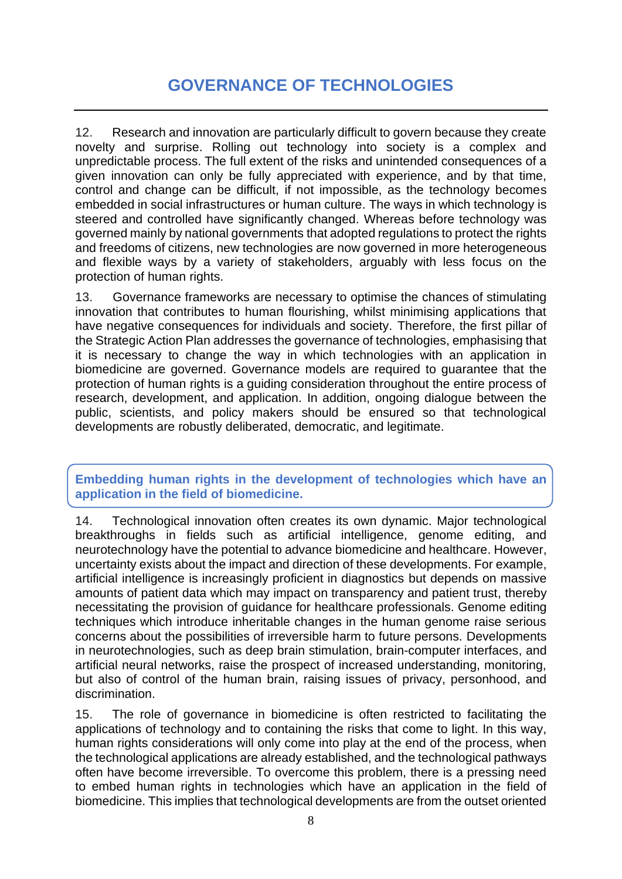# GOVERNANCE OF TECHNOLOGIES

12. Research and innovation are particularly difficult to govern because they create novelty and surprise. Rolling out technology into society is a complex and unpredictable process. The full extent of the risks and unintended consequences of a given innovation can only be fully appreciated with experience, and by that time, control and change can be difficult, if not impossible, as the technology becomes embedded in social infrastructures or human culture. The ways in which technology is steered and controlled have significantly changed. Whereas before technology was governed mainly by national governments that adopted regulations to protect the rights and freedoms of citizens, new technologies are now governed in more heterogeneous and flexible ways by a variety of stakeholders, arguably with less focus on the protection of human rights.

13. Governance frameworks are necessary to optimise the chances of stimulating innovation that contributes to human flourishing, whilst minimising applications that have negative consequences for individuals and society. Therefore, the first pillar of the Strategic Action Plan addresses the governance of technologies, emphasising that it is necessary to change the way in which technologies with an application in biomedicine are governed. Governance models are required to guarantee that the protection of human rights is a guiding consideration throughout the entire process of research, development, and application. In addition, ongoing dialogue between the public, scientists, and policy makers should be ensured so that technological developments are robustly deliberated, democratic, and legitimate.

## Embedding human rights in the development of technologies which have an application in the field of biomedicine.

14. Technological innovation often creates its own dynamic. Major technological breakthroughs in fields such as artificial intelligence, genome editing, and neurotechnology have the potential to advance biomedicine and healthcare. However, uncertainty exists about the impact and direction of these developments. For example, artificial intelligence is increasingly proficient in diagnostics but depends on massive amounts of patient data which may impact on transparency and patient trust, thereby necessitating the provision of guidance for healthcare professionals. Genome editing techniques which introduce inheritable changes in the human genome raise serious concerns about the possibilities of irreversible harm to future persons. Developments in neurotechnologies, such as deep brain stimulation, brain-computer interfaces, and artificial neural networks, raise the prospect of increased understanding, monitoring, but also of control of the human brain, raising issues of privacy, personhood, and discrimination.

15. The role of governance in biomedicine is often restricted to facilitating the applications of technology and to containing the risks that come to light. In this way, human rights considerations will only come into play at the end of the process, when the technological applications are already established, and the technological pathways often have become irreversible. To overcome this problem, there is a pressing need to embed human rights in technologies which have an application in the field of biomedicine. This implies that technological developments are from the outset oriented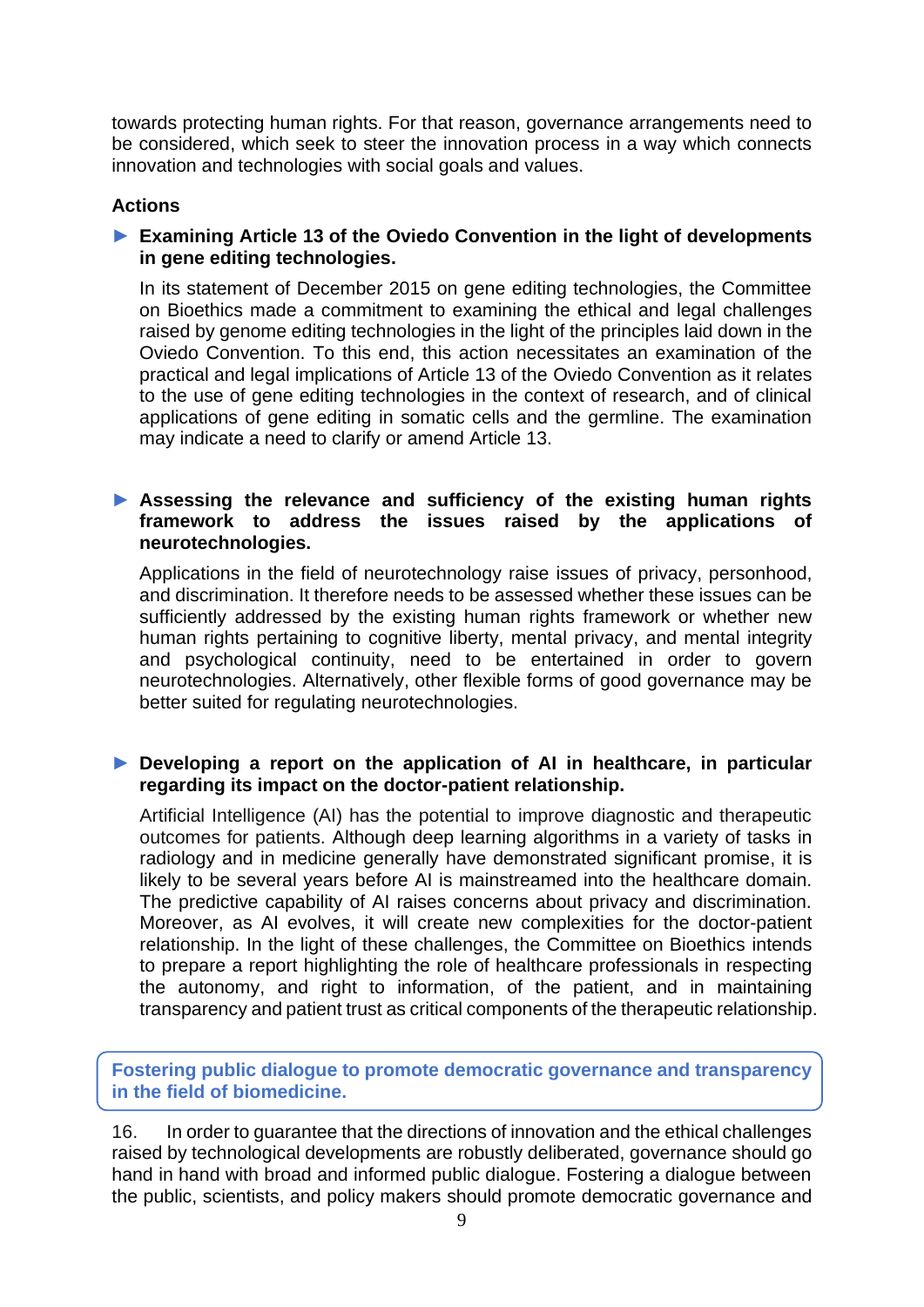towards protecting human rights. For that reason, governance arrangements need to be considered, which seek to steer the innovation process in a way which connects innovation and technologies with social goals and values.

**Actions**

► **Examining Article 13 of the Oviedo Convention in the light of developments in gene editing technologies.**

In its statement of December 2015 on gene editing technologies, the Committee on Bioethics made a commitment to examining the ethical and legal challenges raised by genome editing technologies in the light of the principles laid down in the Oviedo Convention. To this end, this action necessitates an examination of the practical and legal implications of Article 13 of the Oviedo Convention as it relates to the use of gene editing technologies in the context of research, and of clinical applications of gene editing in somatic cells and the germline. The examination may indicate a need to clarify or amend Article 13.

► **Assessing the relevance and sufficiency of the existing human rights framework to address the issues raised by the applications of neurotechnologies.**

Applications in the field of neurotechnology raise issues of privacy, personhood, and discrimination. It therefore needs to be assessed whether these issues can be sufficiently addressed by the existing human rights framework or whether new human rights pertaining to cognitive liberty, mental privacy, and mental integrity and psychological continuity, need to be entertained in order to govern neurotechnologies. Alternatively, other flexible forms of good governance may be better suited for regulating neurotechnologies.

► **Developing a report on the application of AI in healthcare, in particular regarding its impact on the doctor-patient relationship.**

Artificial Intelligence (AI) has the potential to improve diagnostic and therapeutic outcomes for patients. Although deep learning algorithms in a variety of tasks in radiology and in medicine generally have demonstrated significant promise, it is likely to be several years before AI is mainstreamed into the healthcare domain. The predictive capability of AI raises concerns about privacy and discrimination. Moreover, as AI evolves, it will create new complexities for the doctor-patient relationship. In the light of these challenges, the Committee on Bioethics intends to prepare a report highlighting the role of healthcare professionals in respecting the autonomy, and right to information, of the patient, and in maintaining transparency and patient trust as critical components of the therapeutic relationship.

## Fostering public dialogue to promote democratic governance and transparency in the field of biomedicine.

16. In order to guarantee that the directions of innovation and the ethical challenges raised by technological developments are robustly deliberated, governance should go hand in hand with broad and informed public dialogue. Fostering a dialogue between the public, scientists, and policy makers should promote democratic governance and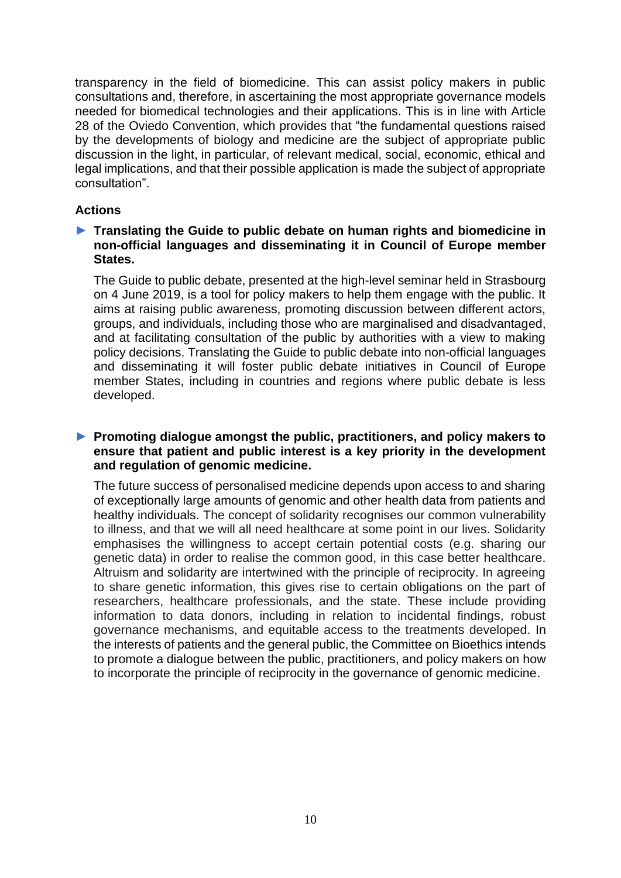transparency in the field of biomedicine. This can assist policy makers in public consultations and, therefore, in ascertaining the most appropriate governance models needed for biomedical technologies and their applications. This is in line with Article 28 of the Oviedo Convention, which provides that "the fundamental questions raised by the developments of biology and medicine are the subject of appropriate public discussion in the light, in particular, of relevant medical, social, economic, ethical and legal implications, and that their possible application is made the subject of appropriate consultation".

**Actions**

► **Translating the Guide to public debate on human rights and biomedicine in non-official languages and disseminating it in Council of Europe member States.**

The Guide to public debate, presented at the high-level seminar held in Strasbourg on 4 June 2019, is a tool for policy makers to help them engage with the public. It aims at raising public awareness, promoting discussion between different actors, groups, and individuals, including those who are marginalised and disadvantaged, and at facilitating consultation of the public by authorities with a view to making policy decisions. Translating the Guide to public debate into non-official languages and disseminating it will foster public debate initiatives in Council of Europe member States, including in countries and regions where public debate is less developed.

► **Promoting dialogue amongst the public, practitioners, and policy makers to ensure that patient and public interest is a key priority in the development and regulation of genomic medicine.**

The future success of personalised medicine depends upon access to and sharing of exceptionally large amounts of genomic and other health data from patients and healthy individuals. The concept of solidarity recognises our common vulnerability to illness, and that we will all need healthcare at some point in our lives. Solidarity emphasises the willingness to accept certain potential costs (e.g. sharing our genetic data) in order to realise the common good, in this case better healthcare. Altruism and solidarity are intertwined with the principle of reciprocity. In agreeing to share genetic information, this gives rise to certain obligations on the part of researchers, healthcare professionals, and the state. These include providing information to data donors, including in relation to incidental findings, robust governance mechanisms, and equitable access to the treatments developed. In the interests of patients and the general public, the Committee on Bioethics intends to promote a dialogue between the public, practitioners, and policy makers on how to incorporate the principle of reciprocity in the governance of genomic medicine.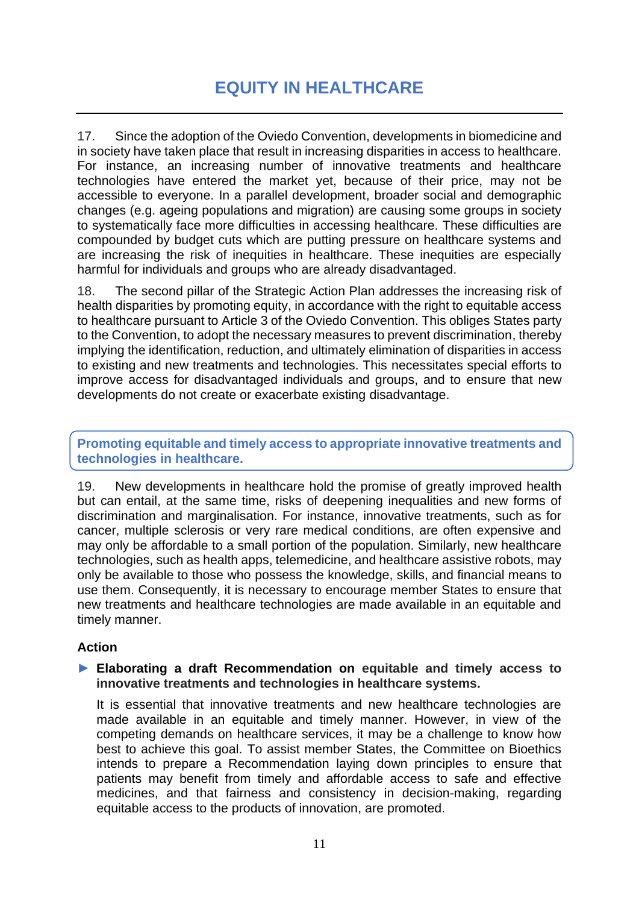# EQUITY IN HEALTHCARE

17. Since the adoption of the Oviedo Convention, developments in biomedicine and in society have taken place that result in increasing disparities in access to healthcare. For instance, an increasing number of innovative treatments and healthcare technologies have entered the market yet, because of their price, may not be accessible to everyone. In a parallel development, broader social and demographic changes (e.g. ageing populations and migration) are causing some groups in society to systematically face more difficulties in accessing healthcare. These difficulties are compounded by budget cuts which are putting pressure on healthcare systems and are increasing the risk of inequities in healthcare. These inequities are especially harmful for individuals and groups who are already disadvantaged.

18. The second pillar of the Strategic Action Plan addresses the increasing risk of health disparities by promoting equity, in accordance with the right to equitable access to healthcare pursuant to Article 3 of the Oviedo Convention. This obliges States party to the Convention, to adopt the necessary measures to prevent discrimination, thereby implying the identification, reduction, and ultimately elimination of disparities in access to existing and new treatments and technologies. This necessitates special efforts to improve access for disadvantaged individuals and groups, and to ensure that new developments do not create or exacerbate existing disadvantage.

## Promoting equitable and timely access to appropriate innovative treatments and technologies in healthcare.

19. New developments in healthcare hold the promise of greatly improved health but can entail, at the same time, risks of deepening inequalities and new forms of discrimination and marginalisation. For instance, innovative treatments, such as for cancer, multiple sclerosis or very rare medical conditions, are often expensive and may only be affordable to a small portion of the population. Similarly, new healthcare technologies, such as health apps, telemedicine, and healthcare assistive robots, may only be available to those who possess the knowledge, skills, and financial means to use them. Consequently, it is necessary to encourage member States to ensure that new treatments and healthcare technologies are made available in an equitable and timely manner.

**Action**

► **Elaborating a draft Recommendation on equitable and timely access to innovative treatments and technologies in healthcare systems.**

It is essential that innovative treatments and new healthcare technologies are made available in an equitable and timely manner. However, in view of the competing demands on healthcare services, it may be a challenge to know how best to achieve this goal. To assist member States, the Committee on Bioethics intends to prepare a Recommendation laying down principles to ensure that patients may benefit from timely and affordable access to safe and effective medicines, and that fairness and consistency in decision-making, regarding equitable access to the products of innovation, are promoted.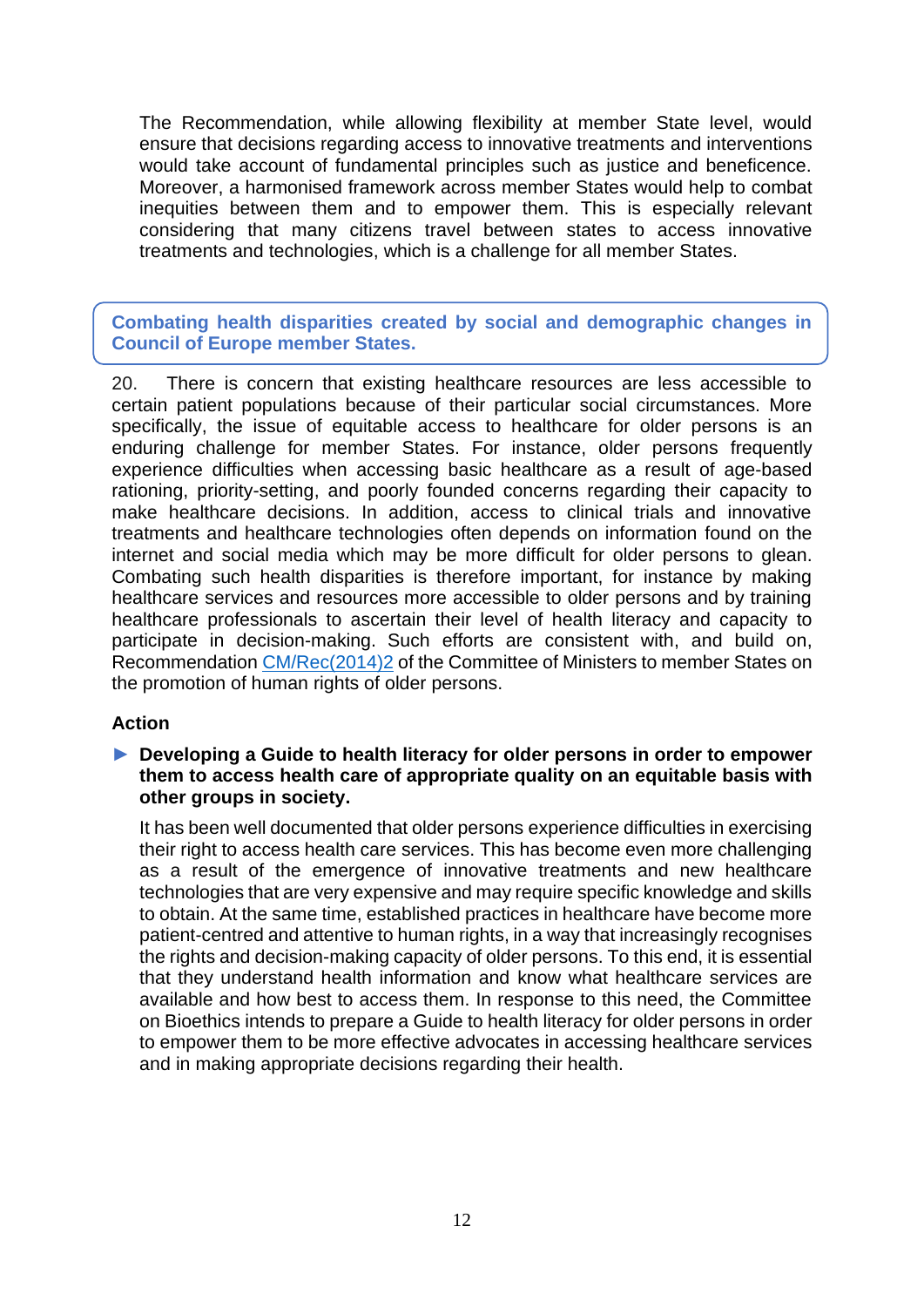The Recommendation, while allowing flexibility at member State level, would ensure that decisions regarding access to innovative treatments and interventions would take account of fundamental principles such as justice and beneficence. Moreover, a harmonised framework across member States would help to combat inequities between them and to empower them. This is especially relevant considering that many citizens travel between states to access innovative treatments and technologies, which is a challenge for all member States.

## Combating health disparities created by social and demographic changes in Council of Europe member States.

20. There is concern that existing healthcare resources are less accessible to certain patient populations because of their particular social circumstances. More specifically, the issue of equitable access to healthcare for older persons is an enduring challenge for member States. For instance, older persons frequently experience difficulties when accessing basic healthcare as a result of age-based rationing, priority-setting, and poorly founded concerns regarding their capacity to make healthcare decisions. In addition, access to clinical trials and innovative treatments and healthcare technologies often depends on information found on the internet and social media which may be more difficult for older persons to glean. Combating such health disparities is therefore important, for instance by making healthcare services and resources more accessible to older persons and by training healthcare professionals to ascertain their level of health literacy and capacity to participate in decision-making. Such efforts are consistent with, and build on, Recommendation CM/Rec(2014)2 of the Committee of Ministers to member States on the promotion of human rights of older persons.

### Action

► **Developing a Guide to health literacy for older persons in order to empower them to access health care of appropriate quality on an equitable basis with other groups in society.**

It has been well documented that older persons experience difficulties in exercising their right to access health care services. This has become even more challenging as a result of the emergence of innovative treatments and new healthcare technologies that are very expensive and may require specific knowledge and skills to obtain. At the same time, established practices in healthcare have become more patient-centred and attentive to human rights, in a way that increasingly recognises the rights and decision-making capacity of older persons. To this end, it is essential that they understand health information and know what healthcare services are available and how best to access them. In response to this need, the Committee on Bioethics intends to prepare a Guide to health literacy for older persons in order to empower them to be more effective advocates in accessing healthcare services and in making appropriate decisions regarding their health.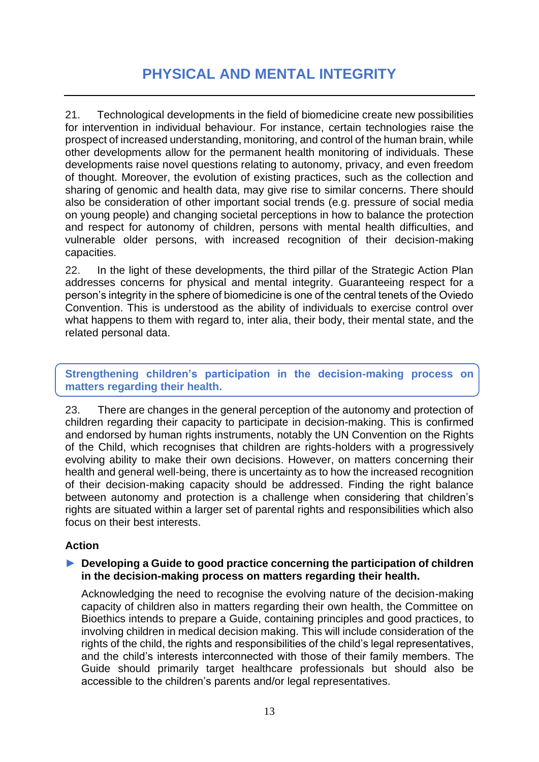# PHYSICAL AND MENTAL INTEGRITY

21. Technological developments in the field of biomedicine create new possibilities for intervention in individual behaviour. For instance, certain technologies raise the prospect of increased understanding, monitoring, and control of the human brain, while other developments allow for the permanent health monitoring of individuals. These developments raise novel questions relating to autonomy, privacy, and even freedom of thought. Moreover, the evolution of existing practices, such as the collection and sharing of genomic and health data, may give rise to similar concerns. There should also be consideration of other important social trends (e.g. pressure of social media on young people) and changing societal perceptions in how to balance the protection and respect for autonomy of children, persons with mental health difficulties, and vulnerable older persons, with increased recognition of their decision-making capacities.

22. In the light of these developments, the third pillar of the Strategic Action Plan addresses concerns for physical and mental integrity. Guaranteeing respect for a person's integrity in the sphere of biomedicine is one of the central tenets of the Oviedo Convention. This is understood as the ability of individuals to exercise control over what happens to them with regard to, inter alia, their body, their mental state, and the related personal data.

## Strengthening children's participation in the decision-making process on matters regarding their health.

23. There are changes in the general perception of the autonomy and protection of children regarding their capacity to participate in decision-making. This is confirmed and endorsed by human rights instruments, notably the UN Convention on the Rights of the Child, which recognises that children are rights-holders with a progressively evolving ability to make their own decisions. However, on matters concerning their health and general well-being, there is uncertainty as to how the increased recognition of their decision-making capacity should be addressed. Finding the right balance between autonomy and protection is a challenge when considering that children's rights are situated within a larger set of parental rights and responsibilities which also focus on their best interests.

### Action

► **Developing a Guide to good practice concerning the participation of children in the decision-making process on matters regarding their health.**

Acknowledging the need to recognise the evolving nature of the decision-making capacity of children also in matters regarding their own health, the Committee on Bioethics intends to prepare a Guide, containing principles and good practices, to involving children in medical decision making. This will include consideration of the rights of the child, the rights and responsibilities of the child's legal representatives, and the child's interests interconnected with those of their family members. The Guide should primarily target healthcare professionals but should also be accessible to the children's parents and/or legal representatives.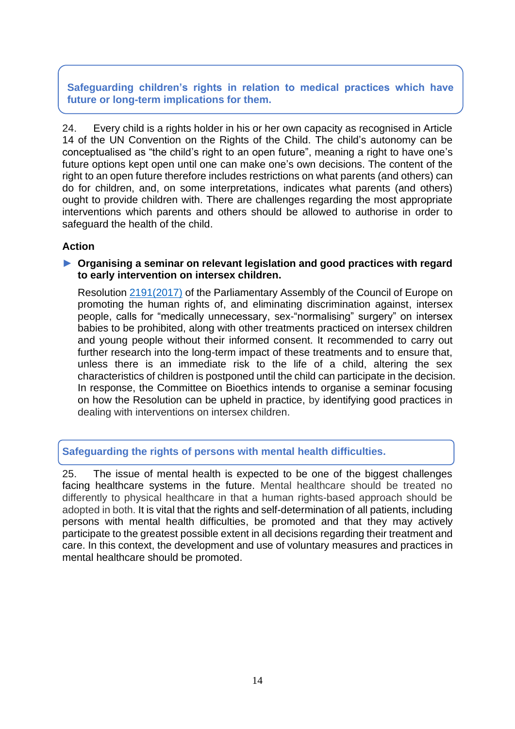### Safeguarding children's rights in relation to medical practices which have future or long-term implications for them.

24. Every child is a rights holder in his or her own capacity as recognised in Article 14 of the UN Convention on the Rights of the Child. The child's autonomy can be conceptualised as "the child's right to an open future", meaning a right to have one's future options kept open until one can make one's own decisions. The content of the right to an open future therefore includes restrictions on what parents (and others) can do for children, and, on some interpretations, indicates what parents (and others) ought to provide children with. There are challenges regarding the most appropriate interventions which parents and others should be allowed to authorise in order to safeguard the health of the child.

**Action**

► **Organising a seminar on relevant legislation and good practices with regard to early intervention on intersex children.**

Resolution [2191(2017)] of the Parliamentary Assembly of the Council of Europe on promoting the human rights of, and eliminating discrimination against, intersex people, calls for "medically unnecessary, sex-"normalising" surgery" on intersex babies to be prohibited, along with other treatments practiced on intersex children and young people without their informed consent. It recommended to carry out further research into the long-term impact of these treatments and to ensure that, unless there is an immediate risk to the life of a child, altering the sex characteristics of children is postponed until the child can participate in the decision. In response, the Committee on Bioethics intends to organise a seminar focusing on how the Resolution can be upheld in practice, by identifying good practices in dealing with interventions on intersex children.

### Safeguarding the rights of persons with mental health difficulties.

25. The issue of mental health is expected to be one of the biggest challenges facing healthcare systems in the future. Mental healthcare should be treated no differently to physical healthcare in that a human rights-based approach should be adopted in both. It is vital that the rights and self-determination of all patients, including persons with mental health difficulties, be promoted and that they may actively participate to the greatest possible extent in all decisions regarding their treatment and care. In this context, the development and use of voluntary measures and practices in mental healthcare should be promoted.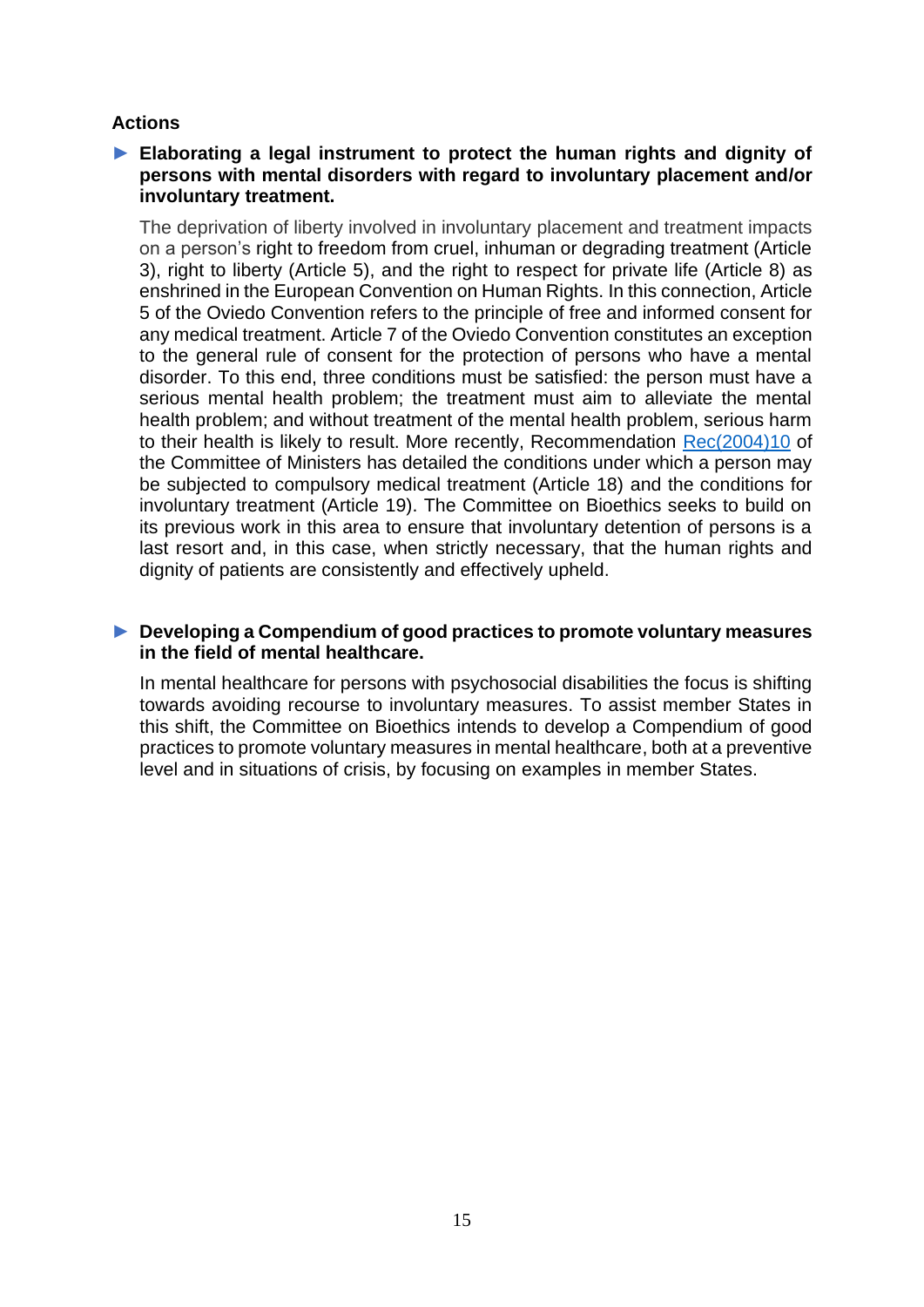**Actions**

► **Elaborating a legal instrument to protect the human rights and dignity of persons with mental disorders with regard to involuntary placement and/or involuntary treatment.**

The deprivation of liberty involved in involuntary placement and treatment impacts on a person's right to freedom from cruel, inhuman or degrading treatment (Article 3), right to liberty (Article 5), and the right to respect for private life (Article 8) as enshrined in the European Convention on Human Rights. In this connection, Article 5 of the Oviedo Convention refers to the principle of free and informed consent for any medical treatment. Article 7 of the Oviedo Convention constitutes an exception to the general rule of consent for the protection of persons who have a mental disorder. To this end, three conditions must be satisfied: the person must have a serious mental health problem; the treatment must aim to alleviate the mental health problem; and without treatment of the mental health problem, serious harm to their health is likely to result. More recently, Recommendation [Rec(2004)10] of the Committee of Ministers has detailed the conditions under which a person may be subjected to compulsory medical treatment (Article 18) and the conditions for involuntary treatment (Article 19). The Committee on Bioethics seeks to build on its previous work in this area to ensure that involuntary detention of persons is a last resort and, in this case, when strictly necessary, that the human rights and dignity of patients are consistently and effectively upheld.

► **Developing a Compendium of good practices to promote voluntary measures in the field of mental healthcare.**

In mental healthcare for persons with psychosocial disabilities the focus is shifting towards avoiding recourse to involuntary measures. To assist member States in this shift, the Committee on Bioethics intends to develop a Compendium of good practices to promote voluntary measures in mental healthcare, both at a preventive level and in situations of crisis, by focusing on examples in member States.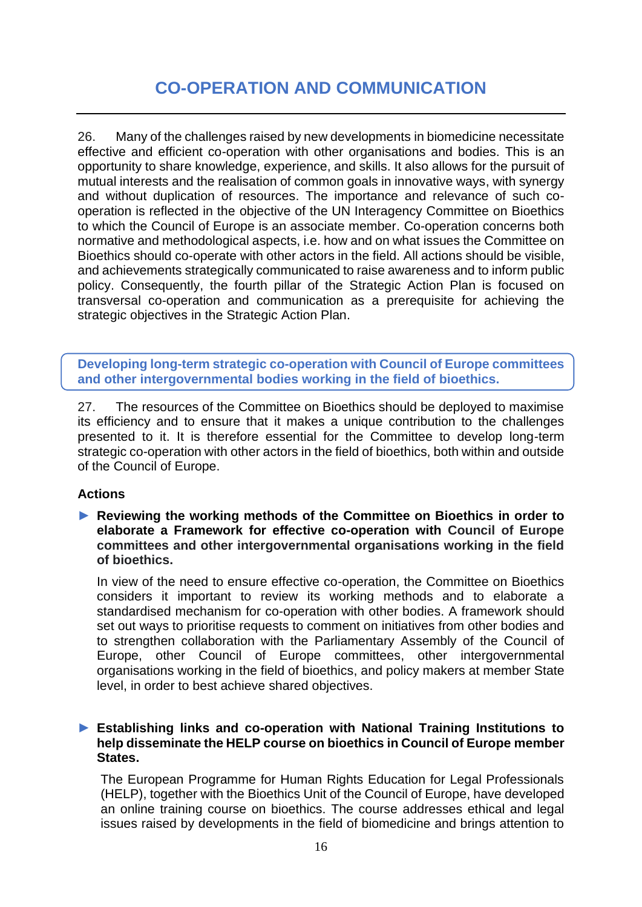# CO-OPERATION AND COMMUNICATION

26. Many of the challenges raised by new developments in biomedicine necessitate effective and efficient co-operation with other organisations and bodies. This is an opportunity to share knowledge, experience, and skills. It also allows for the pursuit of mutual interests and the realisation of common goals in innovative ways, with synergy and without duplication of resources. The importance and relevance of such co-operation is reflected in the objective of the UN Interagency Committee on Bioethics to which the Council of Europe is an associate member. Co-operation concerns both normative and methodological aspects, i.e. how and on what issues the Committee on Bioethics should co-operate with other actors in the field. All actions should be visible, and achievements strategically communicated to raise awareness and to inform public policy. Consequently, the fourth pillar of the Strategic Action Plan is focused on transversal co-operation and communication as a prerequisite for achieving the strategic objectives in the Strategic Action Plan.

## Developing long-term strategic co-operation with Council of Europe committees and other intergovernmental bodies working in the field of bioethics.

27. The resources of the Committee on Bioethics should be deployed to maximise its efficiency and to ensure that it makes a unique contribution to the challenges presented to it. It is therefore essential for the Committee to develop long-term strategic co-operation with other actors in the field of bioethics, both within and outside of the Council of Europe.

**Actions**

► **Reviewing the working methods of the Committee on Bioethics in order to elaborate a Framework for effective co-operation with Council of Europe committees and other intergovernmental organisations working in the field of bioethics.**

In view of the need to ensure effective co-operation, the Committee on Bioethics considers it important to review its working methods and to elaborate a standardised mechanism for co-operation with other bodies. A framework should set out ways to prioritise requests to comment on initiatives from other bodies and to strengthen collaboration with the Parliamentary Assembly of the Council of Europe, other Council of Europe committees, other intergovernmental organisations working in the field of bioethics, and policy makers at member State level, in order to best achieve shared objectives.

► **Establishing links and co-operation with National Training Institutions to help disseminate the HELP course on bioethics in Council of Europe member States.**

The European Programme for Human Rights Education for Legal Professionals (HELP), together with the Bioethics Unit of the Council of Europe, have developed an online training course on bioethics. The course addresses ethical and legal issues raised by developments in the field of biomedicine and brings attention to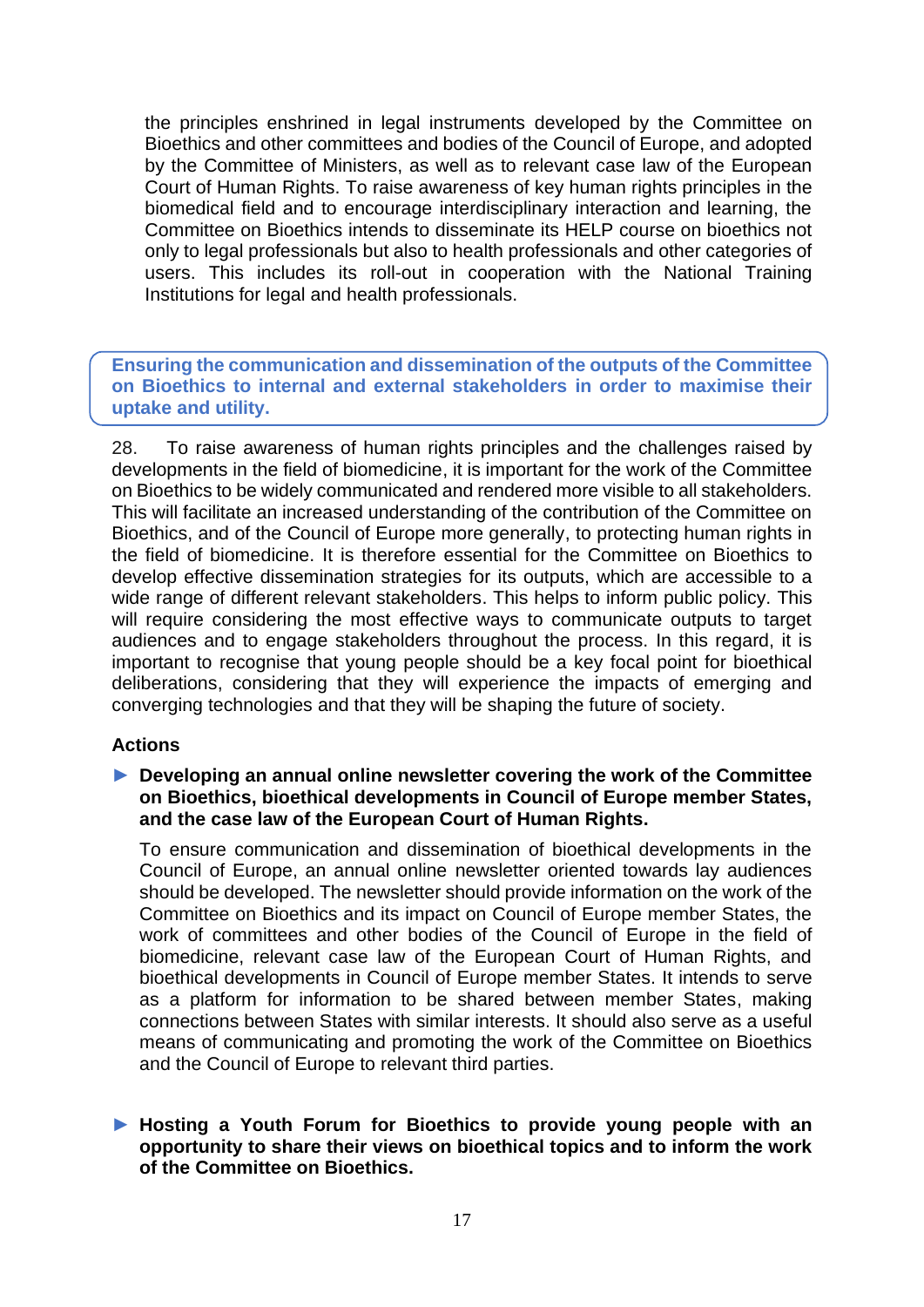the principles enshrined in legal instruments developed by the Committee on Bioethics and other committees and bodies of the Council of Europe, and adopted by the Committee of Ministers, as well as to relevant case law of the European Court of Human Rights. To raise awareness of key human rights principles in the biomedical field and to encourage interdisciplinary interaction and learning, the Committee on Bioethics intends to disseminate its HELP course on bioethics not only to legal professionals but also to health professionals and other categories of users. This includes its roll-out in cooperation with the National Training Institutions for legal and health professionals.

**Ensuring the communication and dissemination of the outputs of the Committee on Bioethics to internal and external stakeholders in order to maximise their uptake and utility.**

28. To raise awareness of human rights principles and the challenges raised by developments in the field of biomedicine, it is important for the work of the Committee on Bioethics to be widely communicated and rendered more visible to all stakeholders. This will facilitate an increased understanding of the contribution of the Committee on Bioethics, and of the Council of Europe more generally, to protecting human rights in the field of biomedicine. It is therefore essential for the Committee on Bioethics to develop effective dissemination strategies for its outputs, which are accessible to a wide range of different relevant stakeholders. This helps to inform public policy. This will require considering the most effective ways to communicate outputs to target audiences and to engage stakeholders throughout the process. In this regard, it is important to recognise that young people should be a key focal point for bioethical deliberations, considering that they will experience the impacts of emerging and converging technologies and that they will be shaping the future of society.

**Actions**

► **Developing an annual online newsletter covering the work of the Committee on Bioethics, bioethical developments in Council of Europe member States, and the case law of the European Court of Human Rights.**

To ensure communication and dissemination of bioethical developments in the Council of Europe, an annual online newsletter oriented towards lay audiences should be developed. The newsletter should provide information on the work of the Committee on Bioethics and its impact on Council of Europe member States, the work of committees and other bodies of the Council of Europe in the field of biomedicine, relevant case law of the European Court of Human Rights, and bioethical developments in Council of Europe member States. It intends to serve as a platform for information to be shared between member States, making connections between States with similar interests. It should also serve as a useful means of communicating and promoting the work of the Committee on Bioethics and the Council of Europe to relevant third parties.

► **Hosting a Youth Forum for Bioethics to provide young people with an opportunity to share their views on bioethical topics and to inform the work of the Committee on Bioethics.**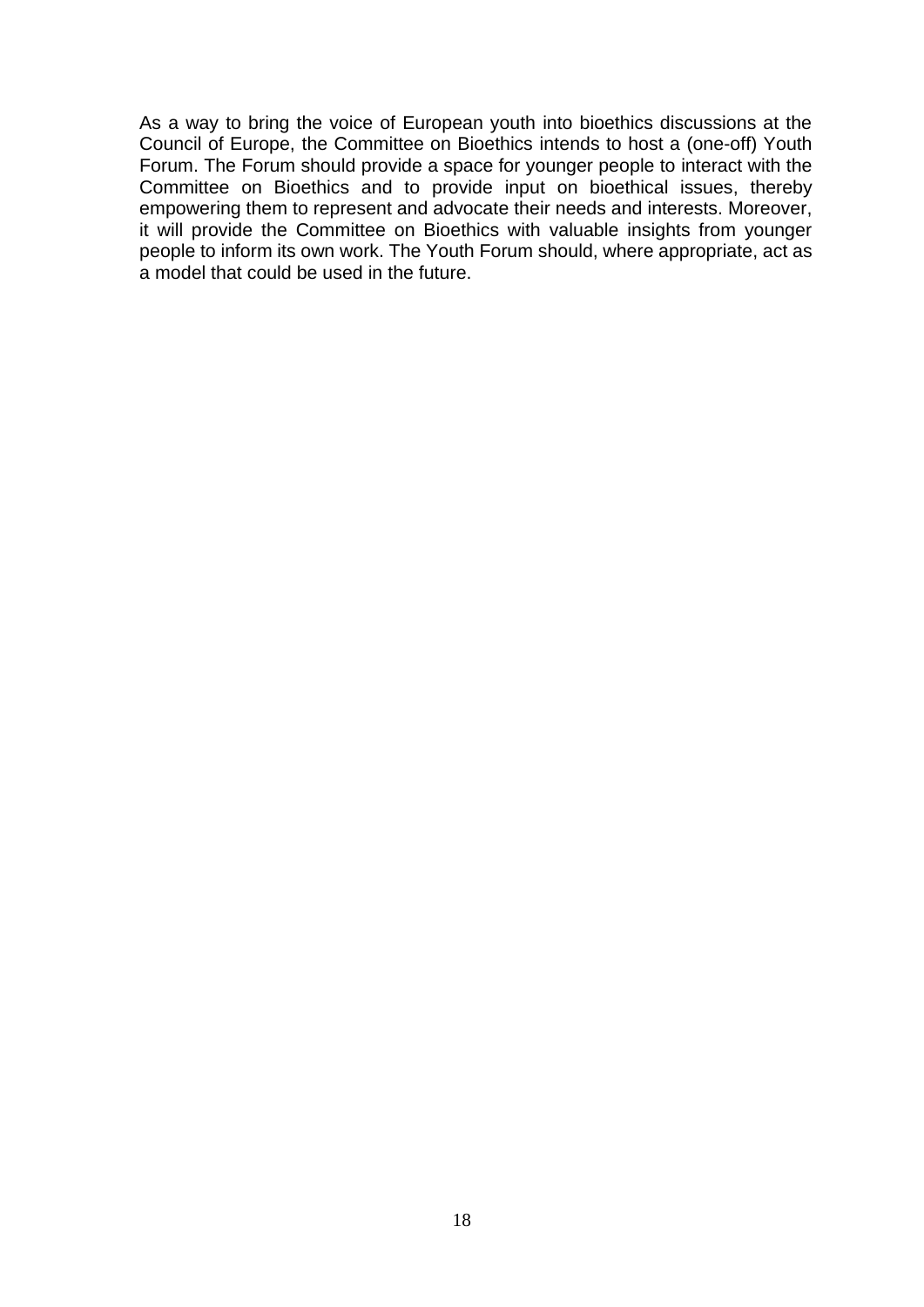As a way to bring the voice of European youth into bioethics discussions at the Council of Europe, the Committee on Bioethics intends to host a (one-off) Youth Forum. The Forum should provide a space for younger people to interact with the Committee on Bioethics and to provide input on bioethical issues, thereby empowering them to represent and advocate their needs and interests. Moreover, it will provide the Committee on Bioethics with valuable insights from younger people to inform its own work. The Youth Forum should, where appropriate, act as a model that could be used in the future.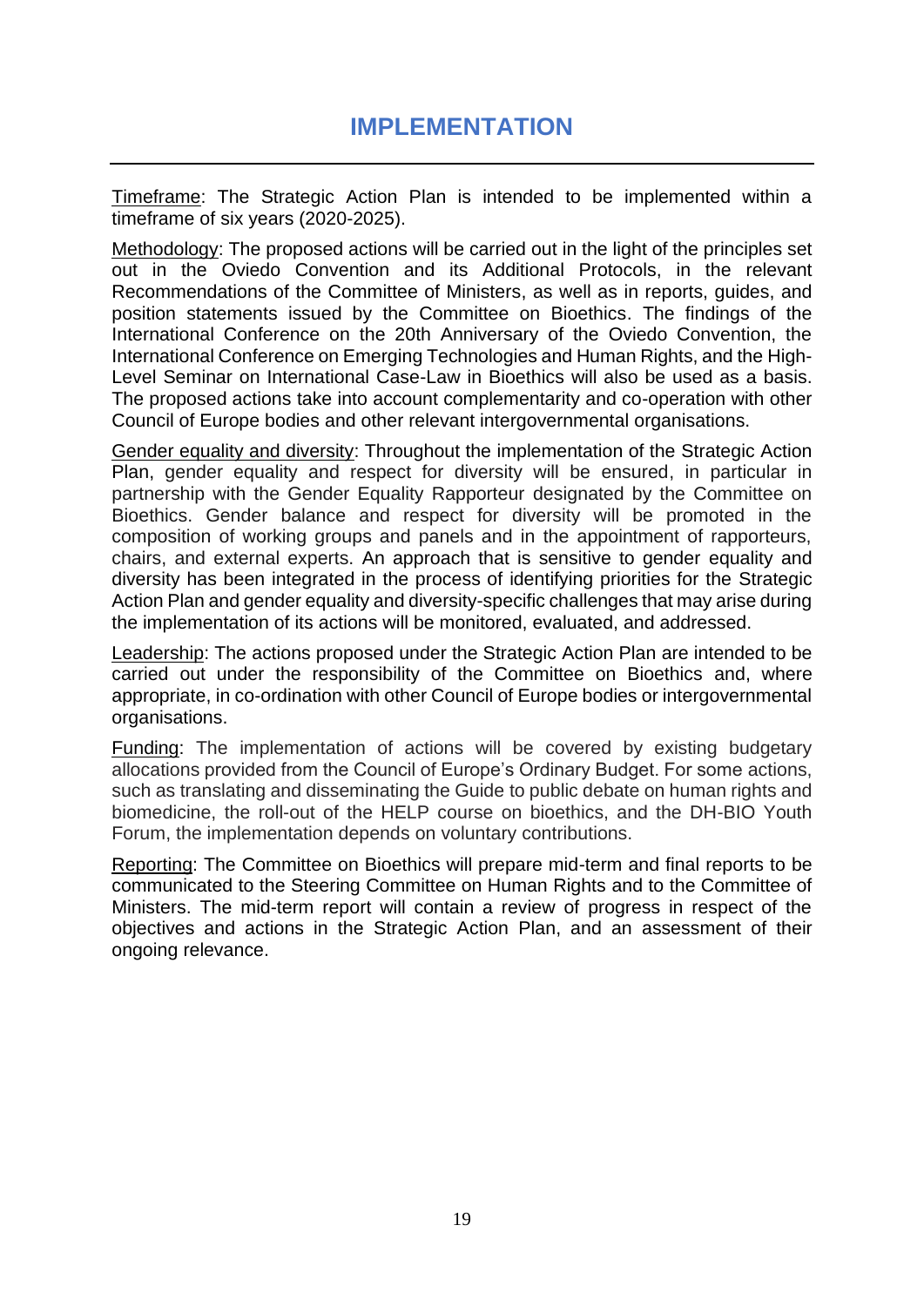# IMPLEMENTATION

Timeframe: The Strategic Action Plan is intended to be implemented within a timeframe of six years (2020-2025).

Methodology: The proposed actions will be carried out in the light of the principles set out in the Oviedo Convention and its Additional Protocols, in the relevant Recommendations of the Committee of Ministers, as well as in reports, guides, and position statements issued by the Committee on Bioethics. The findings of the International Conference on the 20th Anniversary of the Oviedo Convention, the International Conference on Emerging Technologies and Human Rights, and the High-Level Seminar on International Case-Law in Bioethics will also be used as a basis. The proposed actions take into account complementarity and co-operation with other Council of Europe bodies and other relevant intergovernmental organisations.

Gender equality and diversity: Throughout the implementation of the Strategic Action Plan, gender equality and respect for diversity will be ensured, in particular in partnership with the Gender Equality Rapporteur designated by the Committee on Bioethics. Gender balance and respect for diversity will be promoted in the composition of working groups and panels and in the appointment of rapporteurs, chairs, and external experts. An approach that is sensitive to gender equality and diversity has been integrated in the process of identifying priorities for the Strategic Action Plan and gender equality and diversity-specific challenges that may arise during the implementation of its actions will be monitored, evaluated, and addressed.

Leadership: The actions proposed under the Strategic Action Plan are intended to be carried out under the responsibility of the Committee on Bioethics and, where appropriate, in co-ordination with other Council of Europe bodies or intergovernmental organisations.

Funding: The implementation of actions will be covered by existing budgetary allocations provided from the Council of Europe's Ordinary Budget. For some actions, such as translating and disseminating the Guide to public debate on human rights and biomedicine, the roll-out of the HELP course on bioethics, and the DH-BIO Youth Forum, the implementation depends on voluntary contributions.

Reporting: The Committee on Bioethics will prepare mid-term and final reports to be communicated to the Steering Committee on Human Rights and to the Committee of Ministers. The mid-term report will contain a review of progress in respect of the objectives and actions in the Strategic Action Plan, and an assessment of their ongoing relevance.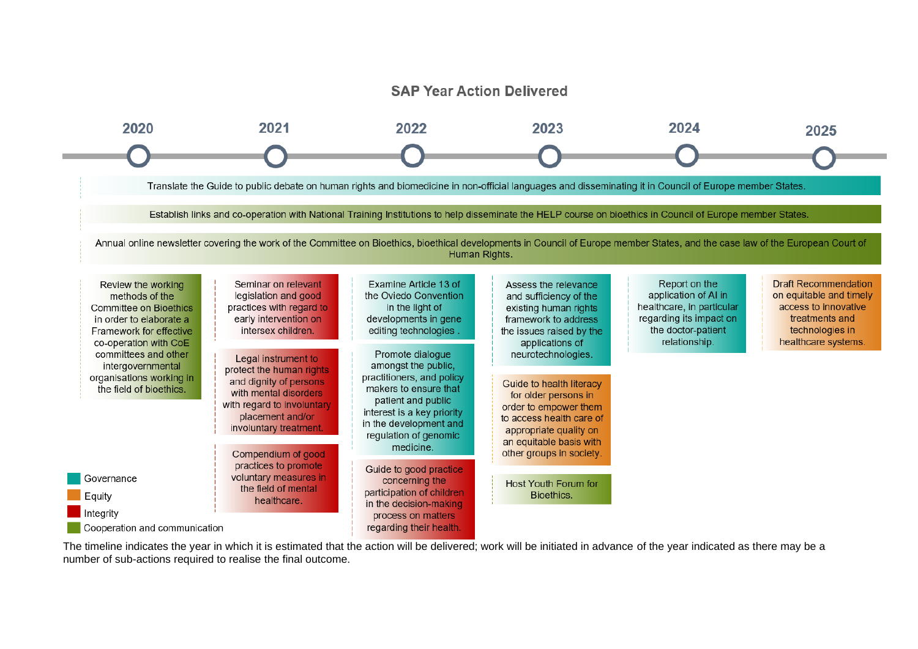## SAP Year Action Delivered

**2020 – 2025**

Actions spanning the full period (2020–2025):

- Translate the Guide to public debate on human rights and biomedicine in non-official languages and disseminating it in Council of Europe member States.
- Establish links and co-operation with National Training Institutions to help disseminate the HELP course on bioethics in Council of Europe member States.
- Annual online newsletter covering the work of the Committee on Bioethics, bioethical developments in Council of Europe member States, and the case law of the European Court of Human Rights.

**2020**

- Review the working methods of the Committee on Bioethics in order to elaborate a Framework for effective co-operation with CoE committees and other intergovernmental organisations working in the field of bioethics.

**2021**

- Seminar on relevant legislation and good practices with regard to early intervention on intersex children.
- Legal instrument to protect the human rights and dignity of persons with mental disorders with regard to involuntary placement and/or involuntary treatment.
- Compendium of good practices to promote voluntary measures in the field of mental healthcare.

**2022**

- Examine Article 13 of the Oviedo Convention in the light of developments in gene editing technologies .
- Promote dialogue amongst the public, practitioners, and policy makers to ensure that patient and public interest is a key priority in the development and regulation of genomic medicine.
- Guide to good practice concerning the participation of children in the decision-making process on matters regarding their health.

**2023**

- Assess the relevance and sufficiency of the existing human rights framework to address the issues raised by the applications of neurotechnologies.
- Guide to health literacy for older persons in order to empower them to access health care of appropriate quality on an equitable basis with other groups in society.
- Host Youth Forum for Bioethics.

**2024**

- Report on the application of AI in healthcare, in particular regarding its impact on the doctor-patient relationship.

**2025**

- Draft Recommendation on equitable and timely access to innovative treatments and technologies in healthcare systems.

Legend:
- Governance
- Equity
- Integrity
- Cooperation and communication

The timeline indicates the year in which it is estimated that the action will be delivered; work will be initiated in advance of the year indicated as there may be a number of sub-actions required to realise the final outcome.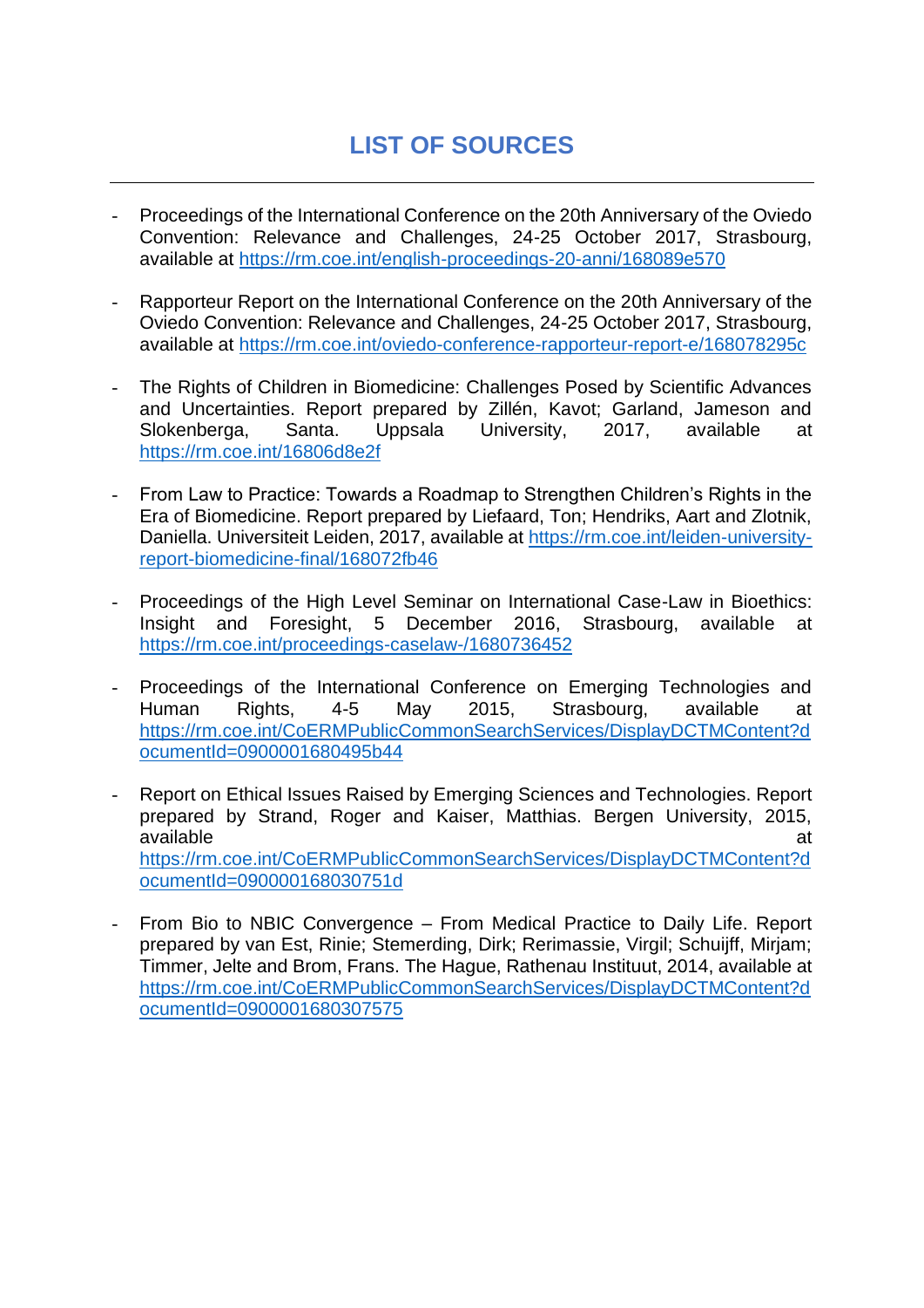# LIST OF SOURCES

- Proceedings of the International Conference on the 20th Anniversary of the Oviedo Convention: Relevance and Challenges, 24-25 October 2017, Strasbourg, available at https://rm.coe.int/english-proceedings-20-anni/168089e570

- Rapporteur Report on the International Conference on the 20th Anniversary of the Oviedo Convention: Relevance and Challenges, 24-25 October 2017, Strasbourg, available at https://rm.coe.int/oviedo-conference-rapporteur-report-e/168078295c

- The Rights of Children in Biomedicine: Challenges Posed by Scientific Advances and Uncertainties. Report prepared by Zillén, Kavot; Garland, Jameson and Slokenberga, Santa. Uppsala University, 2017, available at https://rm.coe.int/16806d8e2f

- From Law to Practice: Towards a Roadmap to Strengthen Children's Rights in the Era of Biomedicine. Report prepared by Liefaard, Ton; Hendriks, Aart and Zlotnik, Daniella. Universiteit Leiden, 2017, available at https://rm.coe.int/leiden-university-report-biomedicine-final/168072fb46

- Proceedings of the High Level Seminar on International Case-Law in Bioethics: Insight and Foresight, 5 December 2016, Strasbourg, available at https://rm.coe.int/proceedings-caselaw-/1680736452

- Proceedings of the International Conference on Emerging Technologies and Human Rights, 4-5 May 2015, Strasbourg, available at https://rm.coe.int/CoERMPublicCommonSearchServices/DisplayDCTMContent?documentId=0900001680495b44

- Report on Ethical Issues Raised by Emerging Sciences and Technologies. Report prepared by Strand, Roger and Kaiser, Matthias. Bergen University, 2015, available at https://rm.coe.int/CoERMPublicCommonSearchServices/DisplayDCTMContent?documentId=090000168030751d

- From Bio to NBIC Convergence – From Medical Practice to Daily Life. Report prepared by van Est, Rinie; Stemerding, Dirk; Rerimassie, Virgil; Schuijff, Mirjam; Timmer, Jelte and Brom, Frans. The Hague, Rathenau Instituut, 2014, available at https://rm.coe.int/CoERMPublicCommonSearchServices/DisplayDCTMContent?documentId=0900001680307575